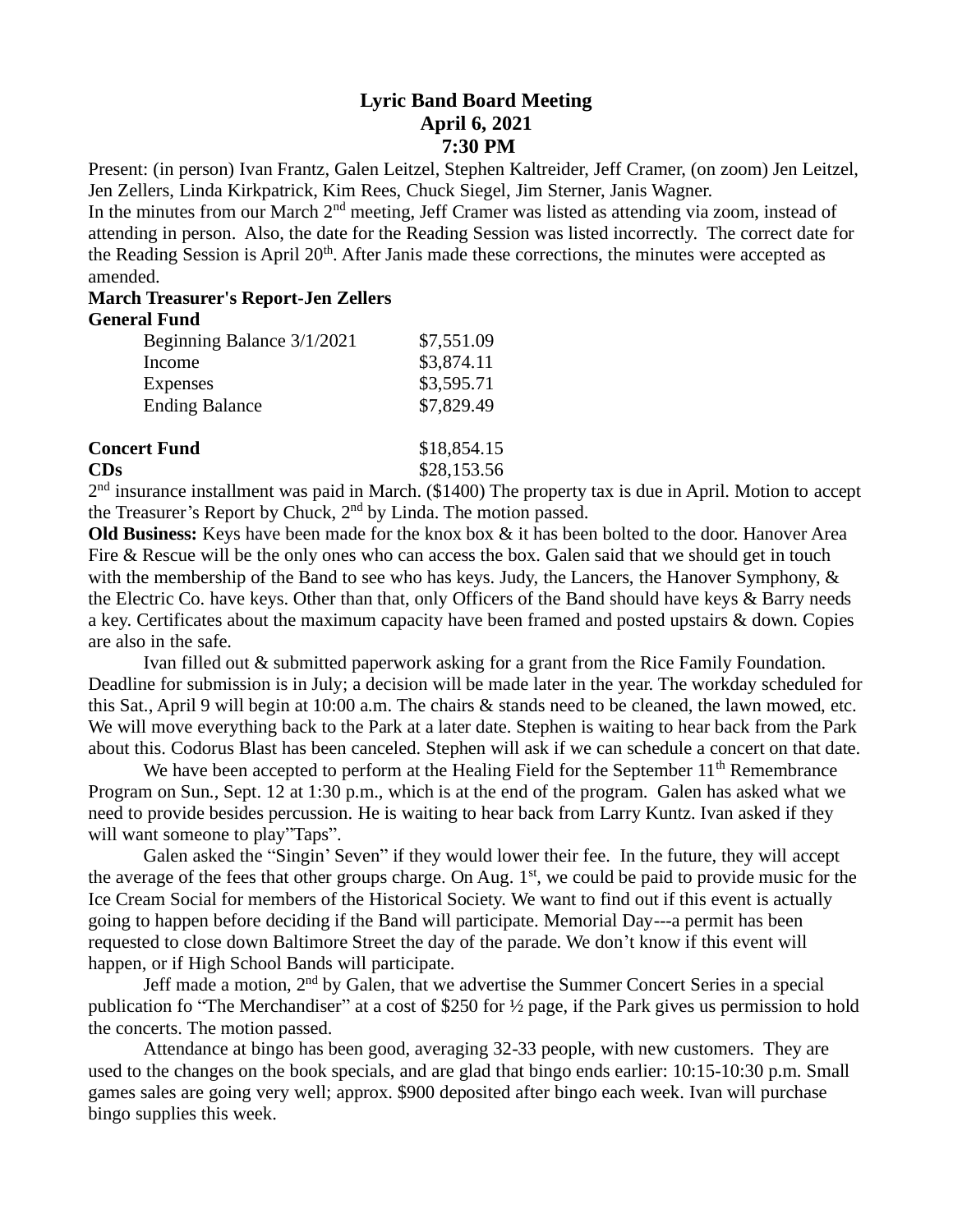# Lyric Band Board Meeting
## April 6, 2021
## 7:30 PM

Present: (in person) Ivan Frantz, Galen Leitzel, Stephen Kaltreider, Jeff Cramer, (on zoom) Jen Leitzel, Jen Zellers, Linda Kirkpatrick, Kim Rees, Chuck Siegel, Jim Sterner, Janis Wagner.

In the minutes from our March 2nd meeting, Jeff Cramer was listed as attending via zoom, instead of attending in person. Also, the date for the Reading Session was listed incorrectly. The correct date for the Reading Session is April 20th. After Janis made these corrections, the minutes were accepted as amended.

**March Treasurer's Report-Jen Zellers**

**General Fund**

| | |
|---|---|
| Beginning Balance 3/1/2021 | $7,551.09 |
| Income | $3,874.11 |
| Expenses | $3,595.71 |
| Ending Balance | $7,829.49 |

| | |
|---|---|
| **Concert Fund** | $18,854.15 |
| **CDs** | $28,153.56 |

2nd insurance installment was paid in March. ($1400) The property tax is due in April. Motion to accept the Treasurer's Report by Chuck, 2nd by Linda. The motion passed.

**Old Business:** Keys have been made for the knox box & it has been bolted to the door. Hanover Area Fire & Rescue will be the only ones who can access the box. Galen said that we should get in touch with the membership of the Band to see who has keys. Judy, the Lancers, the Hanover Symphony, & the Electric Co. have keys. Other than that, only Officers of the Band should have keys & Barry needs a key. Certificates about the maximum capacity have been framed and posted upstairs & down. Copies are also in the safe.

Ivan filled out & submitted paperwork asking for a grant from the Rice Family Foundation. Deadline for submission is in July; a decision will be made later in the year. The workday scheduled for this Sat., April 9 will begin at 10:00 a.m. The chairs & stands need to be cleaned, the lawn mowed, etc. We will move everything back to the Park at a later date. Stephen is waiting to hear back from the Park about this. Codorus Blast has been canceled. Stephen will ask if we can schedule a concert on that date.

We have been accepted to perform at the Healing Field for the September 11th Remembrance Program on Sun., Sept. 12 at 1:30 p.m., which is at the end of the program. Galen has asked what we need to provide besides percussion. He is waiting to hear back from Larry Kuntz. Ivan asked if they will want someone to play"Taps".

Galen asked the "Singin' Seven" if they would lower their fee. In the future, they will accept the average of the fees that other groups charge. On Aug. 1st, we could be paid to provide music for the Ice Cream Social for members of the Historical Society. We want to find out if this event is actually going to happen before deciding if the Band will participate. Memorial Day---a permit has been requested to close down Baltimore Street the day of the parade. We don't know if this event will happen, or if High School Bands will participate.

Jeff made a motion, 2nd by Galen, that we advertise the Summer Concert Series in a special publication fo "The Merchandiser" at a cost of $250 for ½ page, if the Park gives us permission to hold the concerts. The motion passed.

Attendance at bingo has been good, averaging 32-33 people, with new customers. They are used to the changes on the book specials, and are glad that bingo ends earlier: 10:15-10:30 p.m. Small games sales are going very well; approx. $900 deposited after bingo each week. Ivan will purchase bingo supplies this week.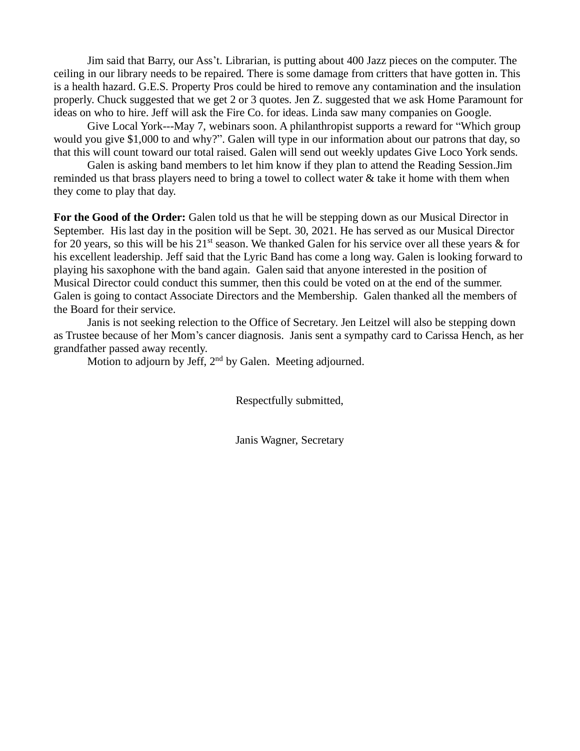Jim said that Barry, our Ass't. Librarian, is putting about 400 Jazz pieces on the computer. The ceiling in our library needs to be repaired. There is some damage from critters that have gotten in. This is a health hazard. G.E.S. Property Pros could be hired to remove any contamination and the insulation properly. Chuck suggested that we get 2 or 3 quotes. Jen Z. suggested that we ask Home Paramount for ideas on who to hire. Jeff will ask the Fire Co. for ideas. Linda saw many companies on Google.

Give Local York---May 7, webinars soon. A philanthropist supports a reward for "Which group would you give $1,000 to and why?". Galen will type in our information about our patrons that day, so that this will count toward our total raised. Galen will send out weekly updates Give Loco York sends.

Galen is asking band members to let him know if they plan to attend the Reading Session.Jim reminded us that brass players need to bring a towel to collect water & take it home with them when they come to play that day.

**For the Good of the Order:** Galen told us that he will be stepping down as our Musical Director in September. His last day in the position will be Sept. 30, 2021. He has served as our Musical Director for 20 years, so this will be his 21st season. We thanked Galen for his service over all these years & for his excellent leadership. Jeff said that the Lyric Band has come a long way. Galen is looking forward to playing his saxophone with the band again. Galen said that anyone interested in the position of Musical Director could conduct this summer, then this could be voted on at the end of the summer. Galen is going to contact Associate Directors and the Membership. Galen thanked all the members of the Board for their service.

Janis is not seeking relection to the Office of Secretary. Jen Leitzel will also be stepping down as Trustee because of her Mom's cancer diagnosis. Janis sent a sympathy card to Carissa Hench, as her grandfather passed away recently.

Motion to adjourn by Jeff, 2nd by Galen. Meeting adjourned.

Respectfully submitted,

Janis Wagner, Secretary